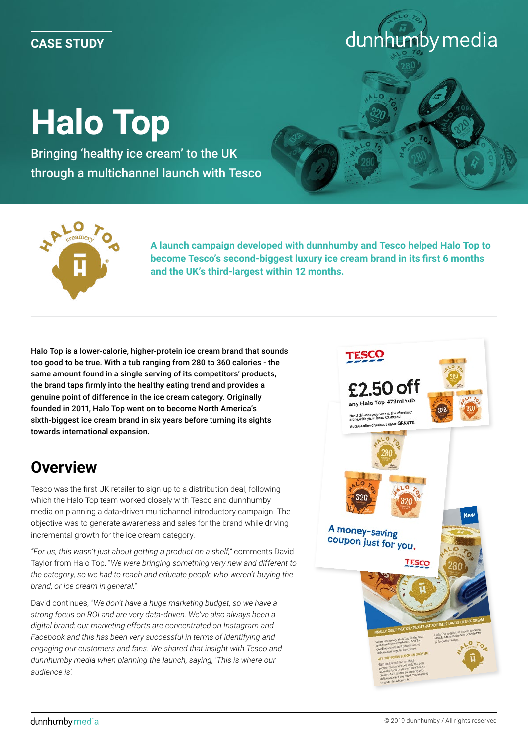CASE STUDY

# Halo Top

Bringing 'healthy ice cream' to the UK through a multichannel launch with Tesco

**A launch campaign developed with dunnhumby and Tesco helped Halo Top to become Tesco's second-biggest luxury ice cream brand in its first 6 months and the UK's third-largest within 12 months.**

**Halo Top is a lower-calorie, higher-protein ice cream brand that sounds too good to be true. With a tub ranging from 280 to 360 calories - the same amount found in a single serving of its competitors' products, the brand taps firmly into the healthy eating trend and provides a genuine point of difference in the ice cream category. Originally founded in 2011, Halo Top went on to become North America's sixth-biggest ice cream brand in six years before turning its sights towards international expansion.**

## Overview

Tesco was the first UK retailer to sign up to a distribution deal, following which the Halo Top team worked closely with Tesco and dunnhumby media on planning a data-driven multichannel introductory campaign. The objective was to generate awareness and sales for the brand while driving incremental growth for the ice cream category.

*"For us, this wasn't just about getting a product on a shelf,"* comments David Taylor from Halo Top. *"We were bringing something very new and different to the category, so we had to reach and educate people who weren't buying the brand, or ice cream in general."*

David continues, *"We don't have a huge marketing budget, so we have a strong focus on ROI and are very data-driven. We've also always been a digital brand; our marketing efforts are concentrated on Instagram and Facebook and this has been very successful in terms of identifying and engaging our customers and fans. We shared that insight with Tesco and dunnhumby media when planning the launch, saying, 'This is where our audience is'.*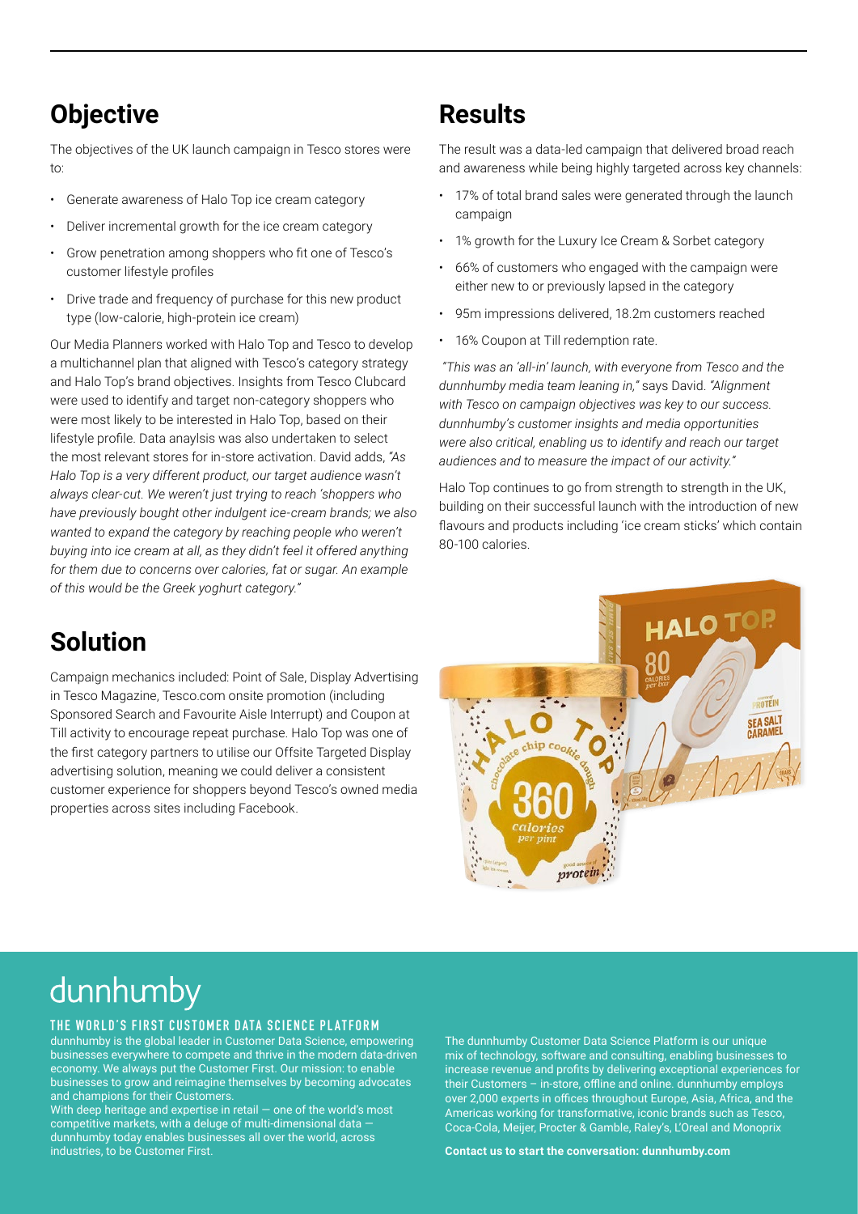## Objective

The objectives of the UK launch campaign in Tesco stores were to:

- Generate awareness of Halo Top ice cream category
- Deliver incremental growth for the ice cream category
- Grow penetration among shoppers who fit one of Tesco's customer lifestyle profiles
- Drive trade and frequency of purchase for this new product type (low-calorie, high-protein ice cream)

Our Media Planners worked with Halo Top and Tesco to develop a multichannel plan that aligned with Tesco's category strategy and Halo Top's brand objectives. Insights from Tesco Clubcard were used to identify and target non-category shoppers who were most likely to be interested in Halo Top, based on their lifestyle profile. Data anaylsis was also undertaken to select the most relevant stores for in-store activation. David adds, *"As Halo Top is a very different product, our target audience wasn't always clear-cut. We weren't just trying to reach 'shoppers who have previously bought other indulgent ice-cream brands; we also wanted to expand the category by reaching people who weren't buying into ice cream at all, as they didn't feel it offered anything for them due to concerns over calories, fat or sugar. An example of this would be the Greek yoghurt category."*

## Solution

Campaign mechanics included: Point of Sale, Display Advertising in Tesco Magazine, Tesco.com onsite promotion (including Sponsored Search and Favourite Aisle Interrupt) and Coupon at Till activity to encourage repeat purchase. Halo Top was one of the first category partners to utilise our Offsite Targeted Display advertising solution, meaning we could deliver a consistent customer experience for shoppers beyond Tesco's owned media properties across sites including Facebook.

## Results

The result was a data-led campaign that delivered broad reach and awareness while being highly targeted across key channels:

- 17% of total brand sales were generated through the launch campaign
- 1% growth for the Luxury Ice Cream & Sorbet category
- 66% of customers who engaged with the campaign were either new to or previously lapsed in the category
- 95m impressions delivered, 18.2m customers reached
- 16% Coupon at Till redemption rate.

*"This was an 'all-in' launch, with everyone from Tesco and the dunnhumby media team leaning in,"* says David. *"Alignment with Tesco on campaign objectives was key to our success. dunnhumby's customer insights and media opportunities were also critical, enabling us to identify and reach our target audiences and to measure the impact of our activity."*

Halo Top continues to go from strength to strength in the UK, building on their successful launch with the introduction of new flavours and products including 'ice cream sticks' which contain 80-100 calories.

# dunnhumby

**THE WORLD'S FIRST CUSTOMER DATA SCIENCE PLATFORM**

dunnhumby is the global leader in Customer Data Science, empowering businesses everywhere to compete and thrive in the modern data-driven economy. We always put the Customer First. Our mission: to enable businesses to grow and reimagine themselves by becoming advocates and champions for their Customers.

With deep heritage and expertise in retail — one of the world's most competitive markets, with a deluge of multi-dimensional data — dunnhumby today enables businesses all over the world, across industries, to be Customer First.

The dunnhumby Customer Data Science Platform is our unique mix of technology, software and consulting, enabling businesses to increase revenue and profits by delivering exceptional experiences for their Customers – in-store, offline and online. dunnhumby employs over 2,000 experts in offices throughout Europe, Asia, Africa, and the Americas working for transformative, iconic brands such as Tesco, Coca-Cola, Meijer, Procter & Gamble, Raley's, L'Oreal and Monoprix

**Contact us to start the conversation: dunnhumby.com**